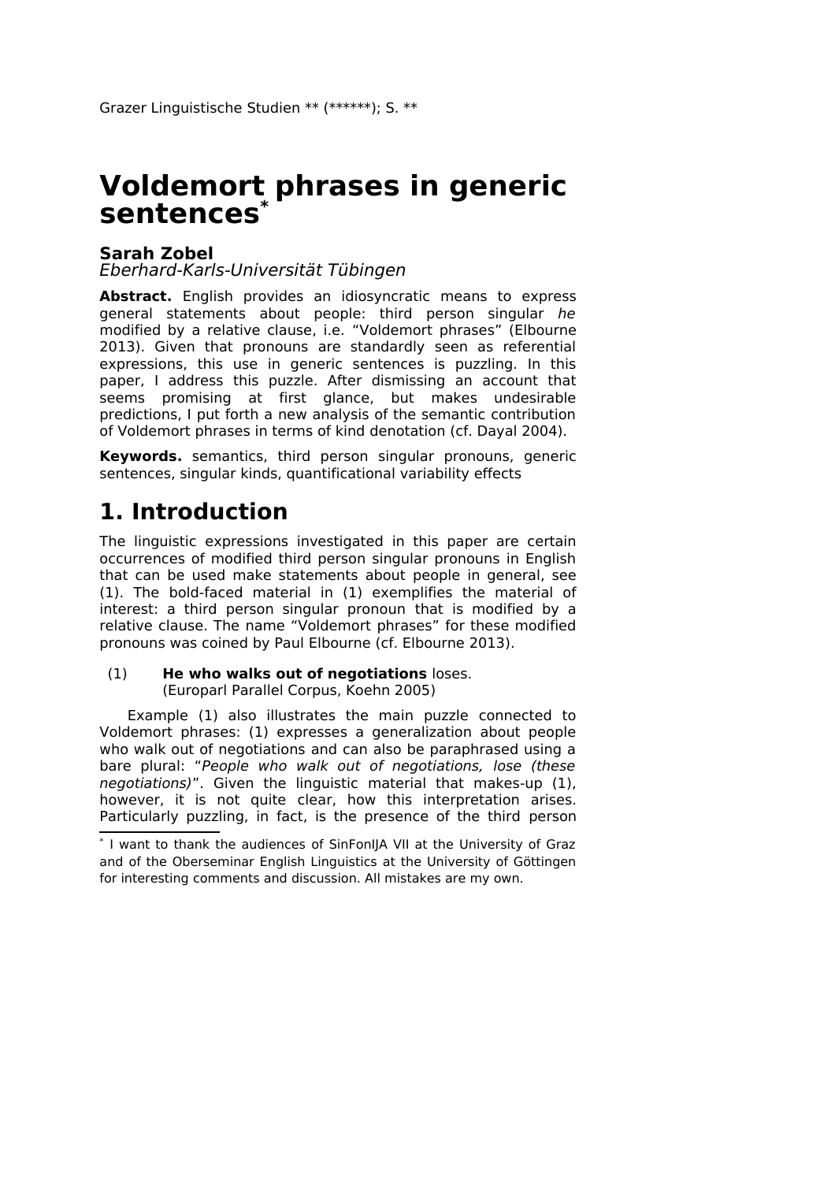# Voldemort phrases in generic sentences[*]

**Sarah Zobel**
*Eberhard-Karls-Universität Tübingen*

**Abstract.** English provides an idiosyncratic means to express general statements about people: third person singular *he* modified by a relative clause, i.e. "Voldemort phrases" (Elbourne 2013). Given that pronouns are standardly seen as referential expressions, this use in generic sentences is puzzling. In this paper, I address this puzzle. After dismissing an account that seems promising at first glance, but makes undesirable predictions, I put forth a new analysis of the semantic contribution of Voldemort phrases in terms of kind denotation (cf. Dayal 2004).

**Keywords.** semantics, third person singular pronouns, generic sentences, singular kinds, quantificational variability effects

## 1. Introduction

The linguistic expressions investigated in this paper are certain occurrences of modified third person singular pronouns in English that can be used make statements about people in general, see (1). The bold-faced material in (1) exemplifies the material of interest: a third person singular pronoun that is modified by a relative clause. The name "Voldemort phrases" for these modified pronouns was coined by Paul Elbourne (cf. Elbourne 2013).

(1) **He who walks out of negotiations** loses.
(Europarl Parallel Corpus, Koehn 2005)

Example (1) also illustrates the main puzzle connected to Voldemort phrases: (1) expresses a generalization about people who walk out of negotiations and can also be paraphrased using a bare plural: "*People who walk out of negotiations, lose (these negotiations)*". Given the linguistic material that makes-up (1), however, it is not quite clear, how this interpretation arises. Particularly puzzling, in fact, is the presence of the third person

[*] I want to thank the audiences of SinFonIJA VII at the University of Graz and of the Oberseminar English Linguistics at the University of Göttingen for interesting comments and discussion. All mistakes are my own.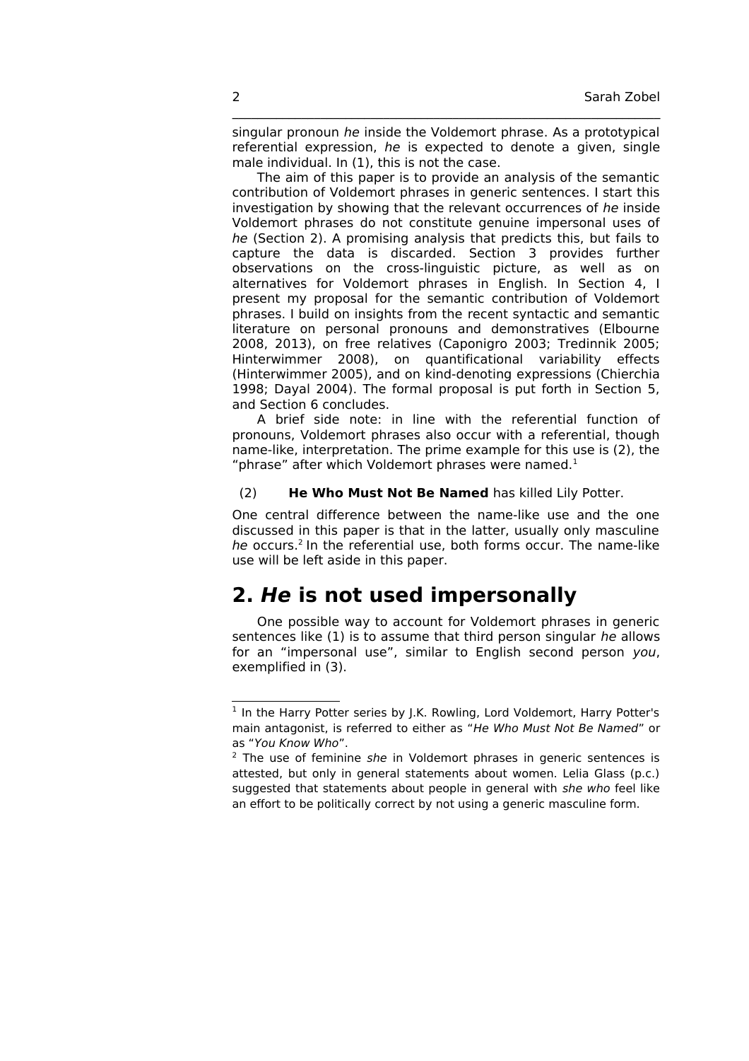singular pronoun *he* inside the Voldemort phrase. As a prototypical referential expression, *he* is expected to denote a given, single male individual. In (1), this is not the case.

The aim of this paper is to provide an analysis of the semantic contribution of Voldemort phrases in generic sentences. I start this investigation by showing that the relevant occurrences of *he* inside Voldemort phrases do not constitute genuine impersonal uses of *he* (Section 2). A promising analysis that predicts this, but fails to capture the data is discarded. Section 3 provides further observations on the cross-linguistic picture, as well as on alternatives for Voldemort phrases in English. In Section 4, I present my proposal for the semantic contribution of Voldemort phrases. I build on insights from the recent syntactic and semantic literature on personal pronouns and demonstratives (Elbourne 2008, 2013), on free relatives (Caponigro 2003; Tredinnik 2005; Hinterwimmer 2008), on quantificational variability effects (Hinterwimmer 2005), and on kind-denoting expressions (Chierchia 1998; Dayal 2004). The formal proposal is put forth in Section 5, and Section 6 concludes.

A brief side note: in line with the referential function of pronouns, Voldemort phrases also occur with a referential, though name-like, interpretation. The prime example for this use is (2), the "phrase" after which Voldemort phrases were named.[1]

(2) **He Who Must Not Be Named** has killed Lily Potter.

One central difference between the name-like use and the one discussed in this paper is that in the latter, usually only masculine *he* occurs.[2] In the referential use, both forms occur. The name-like use will be left aside in this paper.

## 2. *He* is not used impersonally

One possible way to account for Voldemort phrases in generic sentences like (1) is to assume that third person singular *he* allows for an "impersonal use", similar to English second person *you*, exemplified in (3).

---

[1] In the Harry Potter series by J.K. Rowling, Lord Voldemort, Harry Potter's main antagonist, is referred to either as "*He Who Must Not Be Named*" or as "*You Know Who*".

[2] The use of feminine *she* in Voldemort phrases in generic sentences is attested, but only in general statements about women. Lelia Glass (p.c.) suggested that statements about people in general with *she who* feel like an effort to be politically correct by not using a generic masculine form.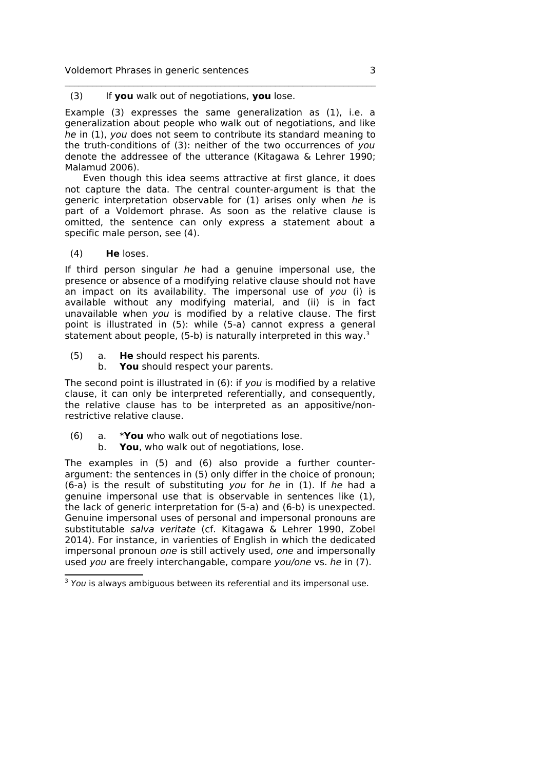(3) If **you** walk out of negotiations, **you** lose.

Example (3) expresses the same generalization as (1), i.e. a generalization about people who walk out of negotiations, and like *he* in (1), *you* does not seem to contribute its standard meaning to the truth-conditions of (3): neither of the two occurrences of *you* denote the addressee of the utterance (Kitagawa & Lehrer 1990; Malamud 2006).

Even though this idea seems attractive at first glance, it does not capture the data. The central counter-argument is that the generic interpretation observable for (1) arises only when *he* is part of a Voldemort phrase. As soon as the relative clause is omitted, the sentence can only express a statement about a specific male person, see (4).

(4) **He** loses.

If third person singular *he* had a genuine impersonal use, the presence or absence of a modifying relative clause should not have an impact on its availability. The impersonal use of *you* (i) is available without any modifying material, and (ii) is in fact unavailable when *you* is modified by a relative clause. The first point is illustrated in (5): while (5-a) cannot express a general statement about people, (5-b) is naturally interpreted in this way.[3]

(5) a. **He** should respect his parents.
    b. **You** should respect your parents.

The second point is illustrated in (6): if *you* is modified by a relative clause, it can only be interpreted referentially, and consequently, the relative clause has to be interpreted as an appositive/non-restrictive relative clause.

(6) a. ***You** who walk out of negotiations lose.
    b. **You**, who walk out of negotiations, lose.

The examples in (5) and (6) also provide a further counter-argument: the sentences in (5) only differ in the choice of pronoun; (6-a) is the result of substituting *you* for *he* in (1). If *he* had a genuine impersonal use that is observable in sentences like (1), the lack of generic interpretation for (5-a) and (6-b) is unexpected. Genuine impersonal uses of personal and impersonal pronouns are substitutable *salva veritate* (cf. Kitagawa & Lehrer 1990, Zobel 2014). For instance, in varienties of English in which the dedicated impersonal pronoun *one* is still actively used, *one* and impersonally used *you* are freely interchangable, compare *you/one* vs. *he* in (7).

[3] *You* is always ambiguous between its referential and its impersonal use.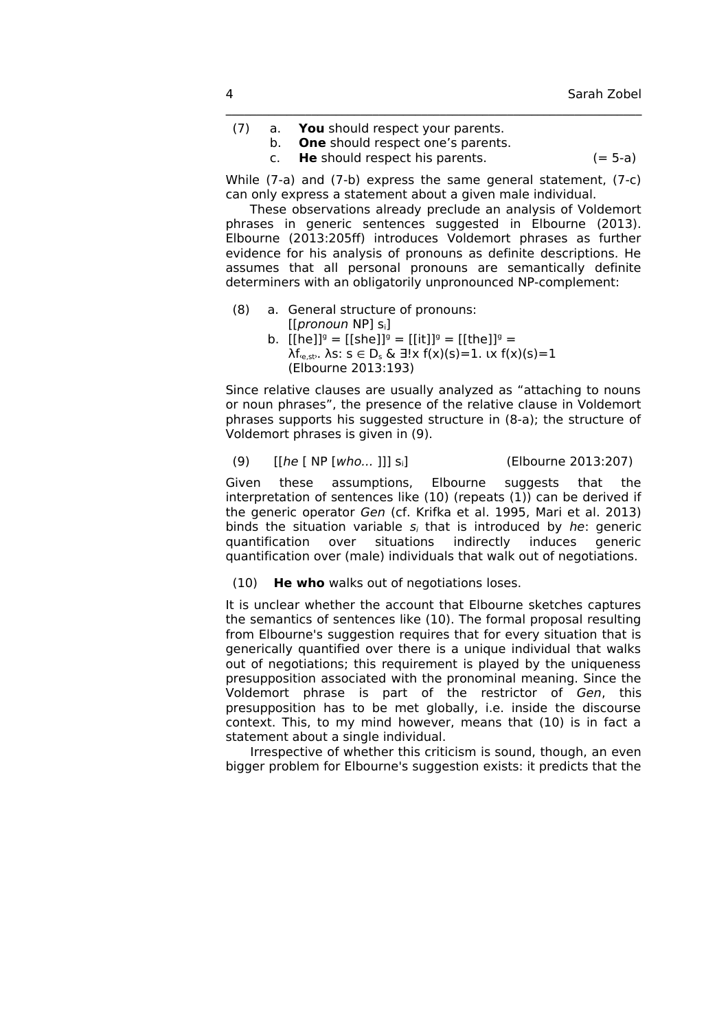(7) a. **You** should respect your parents.
    b. **One** should respect one's parents.
    c. **He** should respect his parents. (= 5-a)

While (7-a) and (7-b) express the same general statement, (7-c) can only express a statement about a given male individual.

These observations already preclude an analysis of Voldemort phrases in generic sentences suggested in Elbourne (2013). Elbourne (2013:205ff) introduces Voldemort phrases as further evidence for his analysis of pronouns as definite descriptions. He assumes that all personal pronouns are semantically definite determiners with an obligatorily unpronounced NP-complement:

(8) a. General structure of pronouns:
       [[*pronoun* NP] $s_i$]
    b. $[[\text{he}]]^g = [[\text{she}]]^g = [[\text{it}]]^g = [[\text{the}]]^g =$
       $\lambda f_{\langle e,st \rangle}. \lambda s: s \in D_s \;\&\; \exists! x\, f(x)(s)=1.\ \iota x\, f(x)(s)=1$
       (Elbourne 2013:193)

Since relative clauses are usually analyzed as "attaching to nouns or noun phrases", the presence of the relative clause in Voldemort phrases supports his suggested structure in (8-a); the structure of Voldemort phrases is given in (9).

(9) [[*he* [ NP [*who*... ]]] $s_i$] (Elbourne 2013:207)

Given these assumptions, Elbourne suggests that the interpretation of sentences like (10) (repeats (1)) can be derived if the generic operator *Gen* (cf. Krifka et al. 1995, Mari et al. 2013) binds the situation variable $s_i$ that is introduced by *he*: generic quantification over situations indirectly induces generic quantification over (male) individuals that walk out of negotiations.

(10) **He who** walks out of negotiations loses.

It is unclear whether the account that Elbourne sketches captures the semantics of sentences like (10). The formal proposal resulting from Elbourne's suggestion requires that for every situation that is generically quantified over there is a unique individual that walks out of negotiations; this requirement is played by the uniqueness presupposition associated with the pronominal meaning. Since the Voldemort phrase is part of the restrictor of *Gen*, this presupposition has to be met globally, i.e. inside the discourse context. This, to my mind however, means that (10) is in fact a statement about a single individual.

Irrespective of whether this criticism is sound, though, an even bigger problem for Elbourne's suggestion exists: it predicts that the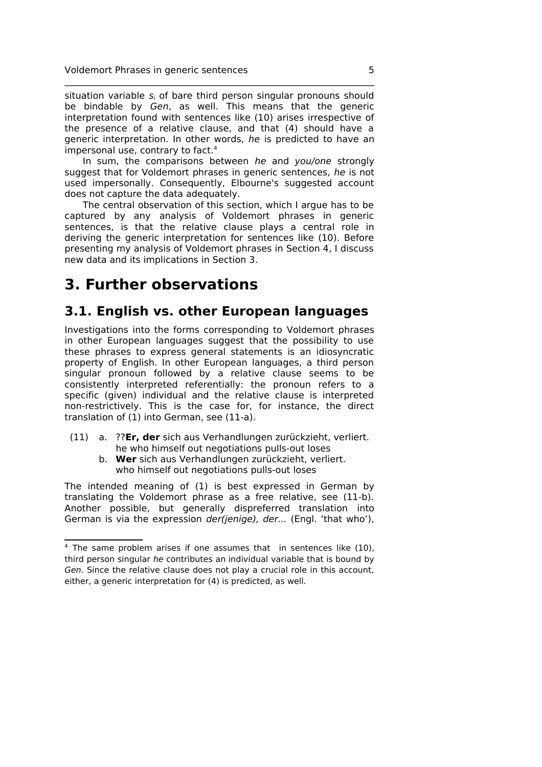situation variable $s_i$ of bare third person singular pronouns should be bindable by *Gen*, as well. This means that the generic interpretation found with sentences like (10) arises irrespective of the presence of a relative clause, and that (4) should have a generic interpretation. In other words, *he* is predicted to have an impersonal use, contrary to fact.[4]

In sum, the comparisons between *he* and *you/one* strongly suggest that for Voldemort phrases in generic sentences, *he* is not used impersonally. Consequently, Elbourne's suggested account does not capture the data adequately.

The central observation of this section, which I argue has to be captured by any analysis of Voldemort phrases in generic sentences, is that the relative clause plays a central role in deriving the generic interpretation for sentences like (10). Before presenting my analysis of Voldemort phrases in Section 4, I discuss new data and its implications in Section 3.

# 3. Further observations

## 3.1. English vs. other European languages

Investigations into the forms corresponding to Voldemort phrases in other European languages suggest that the possibility to use these phrases to express general statements is an idiosyncratic property of English. In other European languages, a third person singular pronoun followed by a relative clause seems to be consistently interpreted referentially: the pronoun refers to a specific (given) individual and the relative clause is interpreted non-restrictively. This is the case for, for instance, the direct translation of (1) into German, see (11-a).

(11) a. ??**Er, der** sich aus Verhandlungen zurückzieht, verliert.
he who himself out negotiations pulls-out loses
b. **Wer** sich aus Verhandlungen zurückzieht, verliert.
who himself out negotiations pulls-out loses

The intended meaning of (1) is best expressed in German by translating the Voldemort phrase as a free relative, see (11-b). Another possible, but generally dispreferred translation into German is via the expression *der(jenige), der...* (Engl. 'that who'),

[4] The same problem arises if one assumes that in sentences like (10), third person singular *he* contributes an individual variable that is bound by *Gen*. Since the relative clause does not play a crucial role in this account, either, a generic interpretation for (4) is predicted, as well.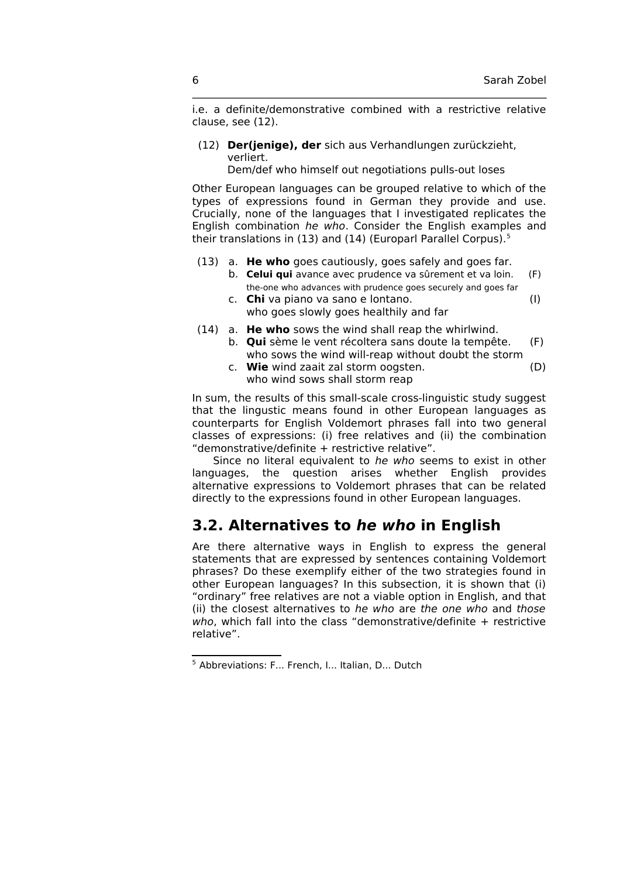i.e. a definite/demonstrative combined with a restrictive relative clause, see (12).

(12) **Der(jenige), der** sich aus Verhandlungen zurückzieht, verliert.
Dem/def who himself out negotiations pulls-out loses

Other European languages can be grouped relative to which of the types of expressions found in German they provide and use. Crucially, none of the languages that I investigated replicates the English combination *he who*. Consider the English examples and their translations in (13) and (14) (Europarl Parallel Corpus).[5]

(13) a. **He who** goes cautiously, goes safely and goes far.
b. **Celui qui** avance avec prudence va sûrement et va loin. (F)
the-one who advances with prudence goes securely and goes far
c. **Chi** va piano va sano e lontano. (I)
who goes slowly goes healthily and far

(14) a. **He who** sows the wind shall reap the whirlwind.
b. **Qui** sème le vent récoltera sans doute la tempête. (F)
who sows the wind will-reap without doubt the storm
c. **Wie** wind zaait zal storm oogsten. (D)
who wind sows shall storm reap

In sum, the results of this small-scale cross-linguistic study suggest that the lingustic means found in other European languages as counterparts for English Voldemort phrases fall into two general classes of expressions: (i) free relatives and (ii) the combination “demonstrative/definite + restrictive relative”.

Since no literal equivalent to *he who* seems to exist in other languages, the question arises whether English provides alternative expressions to Voldemort phrases that can be related directly to the expressions found in other European languages.

## 3.2. Alternatives to *he who* in English

Are there alternative ways in English to express the general statements that are expressed by sentences containing Voldemort phrases? Do these exemplify either of the two strategies found in other European languages? In this subsection, it is shown that (i) “ordinary” free relatives are not a viable option in English, and that (ii) the closest alternatives to *he who* are *the one who* and *those who*, which fall into the class “demonstrative/definite + restrictive relative”.

[5] Abbreviations: F... French, I... Italian, D... Dutch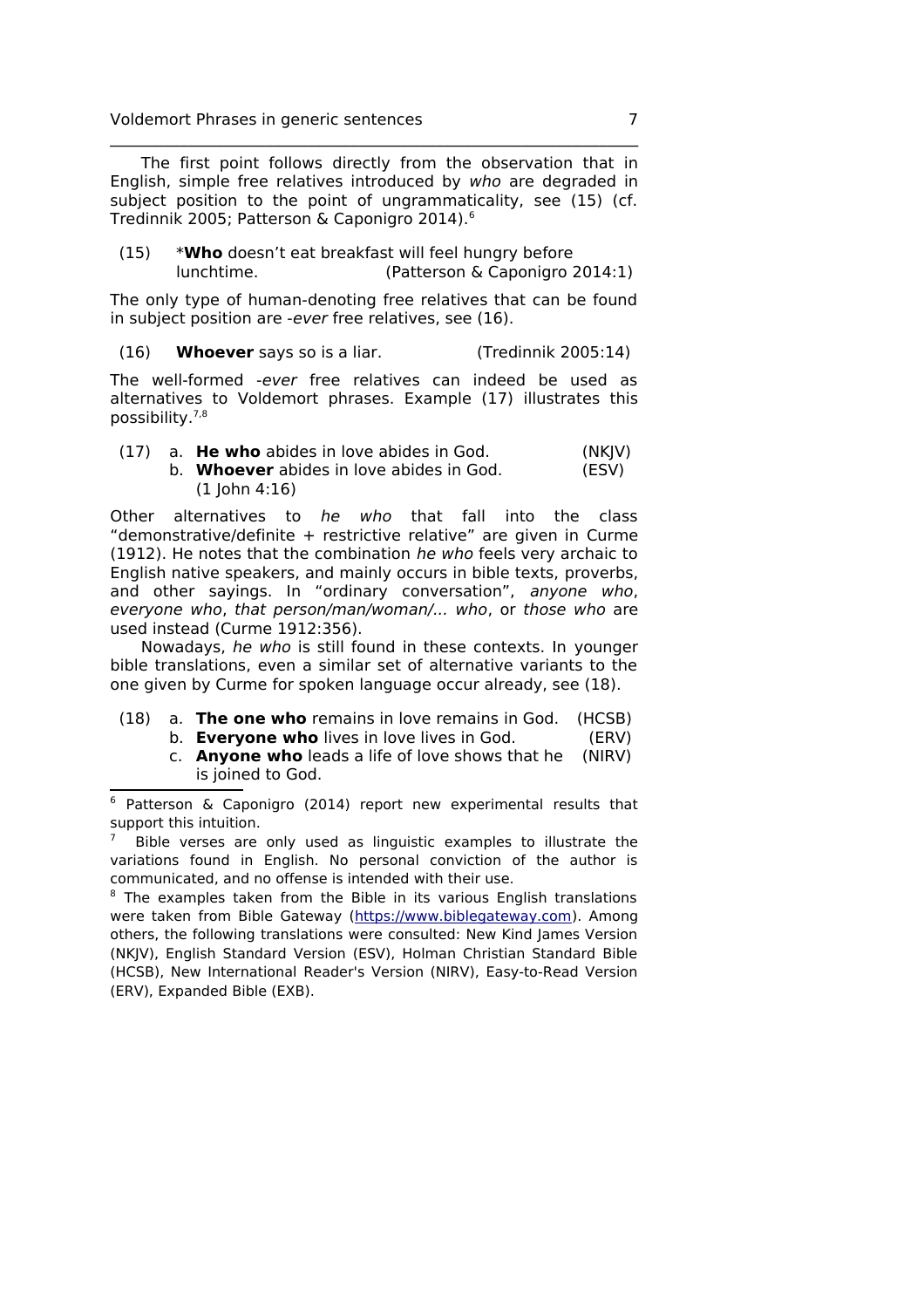The first point follows directly from the observation that in English, simple free relatives introduced by *who* are degraded in subject position to the point of ungrammaticality, see (15) (cf. Tredinnik 2005; Patterson & Caponigro 2014).[6]

(15) \***Who** doesn't eat breakfast will feel hungry before lunchtime. (Patterson & Caponigro 2014:1)

The only type of human-denoting free relatives that can be found in subject position are *-ever* free relatives, see (16).

(16) **Whoever** says so is a liar. (Tredinnik 2005:14)

The well-formed *-ever* free relatives can indeed be used as alternatives to Voldemort phrases. Example (17) illustrates this possibility.[7,8]

(17) a. **He who** abides in love abides in God. (NKJV)
b. **Whoever** abides in love abides in God. (ESV)
(1 John 4:16)

Other alternatives to *he who* that fall into the class "demonstrative/definite + restrictive relative" are given in Curme (1912). He notes that the combination *he who* feels very archaic to English native speakers, and mainly occurs in bible texts, proverbs, and other sayings. In "ordinary conversation", *anyone who*, *everyone who*, *that person/man/woman/... who*, or *those who* are used instead (Curme 1912:356).

Nowadays, *he who* is still found in these contexts. In younger bible translations, even a similar set of alternative variants to the one given by Curme for spoken language occur already, see (18).

(18) a. **The one who** remains in love remains in God. (HCSB)
b. **Everyone who** lives in love lives in God. (ERV)
c. **Anyone who** leads a life of love shows that he is joined to God. (NIRV)

---

[6] Patterson & Caponigro (2014) report new experimental results that support this intuition.

[7] Bible verses are only used as linguistic examples to illustrate the variations found in English. No personal conviction of the author is communicated, and no offense is intended with their use.

[8] The examples taken from the Bible in its various English translations were taken from Bible Gateway (https://www.biblegateway.com). Among others, the following translations were consulted: New Kind James Version (NKJV), English Standard Version (ESV), Holman Christian Standard Bible (HCSB), New International Reader's Version (NIRV), Easy-to-Read Version (ERV), Expanded Bible (EXB).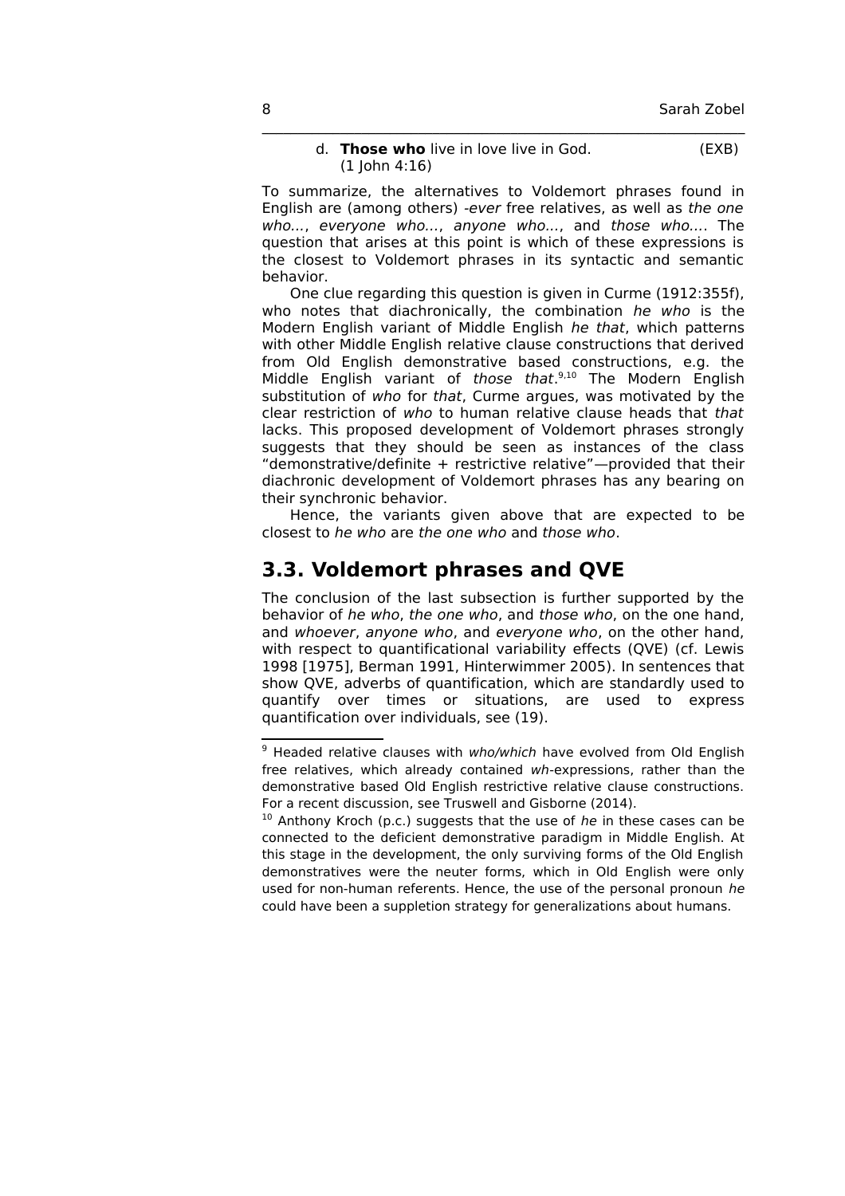d. **Those who** live in love live in God. (EXB)
   (1 John 4:16)

To summarize, the alternatives to Voldemort phrases found in English are (among others) *-ever* free relatives, as well as *the one who…*, *everyone who…*, *anyone who…*, and *those who…*. The question that arises at this point is which of these expressions is the closest to Voldemort phrases in its syntactic and semantic behavior.

One clue regarding this question is given in Curme (1912:355f), who notes that diachronically, the combination *he who* is the Modern English variant of Middle English *he that*, which patterns with other Middle English relative clause constructions that derived from Old English demonstrative based constructions, e.g. the Middle English variant of *those that*.[9,10] The Modern English substitution of *who* for *that*, Curme argues, was motivated by the clear restriction of *who* to human relative clause heads that *that* lacks. This proposed development of Voldemort phrases strongly suggests that they should be seen as instances of the class "demonstrative/definite + restrictive relative"—provided that their diachronic development of Voldemort phrases has any bearing on their synchronic behavior.

Hence, the variants given above that are expected to be closest to *he who* are *the one who* and *those who*.

## 3.3. Voldemort phrases and QVE

The conclusion of the last subsection is further supported by the behavior of *he who*, *the one who*, and *those who*, on the one hand, and *whoever*, *anyone who*, and *everyone who*, on the other hand, with respect to quantificational variability effects (QVE) (cf. Lewis 1998 [1975], Berman 1991, Hinterwimmer 2005). In sentences that show QVE, adverbs of quantification, which are standardly used to quantify over times or situations, are used to express quantification over individuals, see (19).

---

[9] Headed relative clauses with *who/which* have evolved from Old English free relatives, which already contained *wh*-expressions, rather than the demonstrative based Old English restrictive relative clause constructions. For a recent discussion, see Truswell and Gisborne (2014).

[10] Anthony Kroch (p.c.) suggests that the use of *he* in these cases can be connected to the deficient demonstrative paradigm in Middle English. At this stage in the development, the only surviving forms of the Old English demonstratives were the neuter forms, which in Old English were only used for non-human referents. Hence, the use of the personal pronoun *he* could have been a suppletion strategy for generalizations about humans.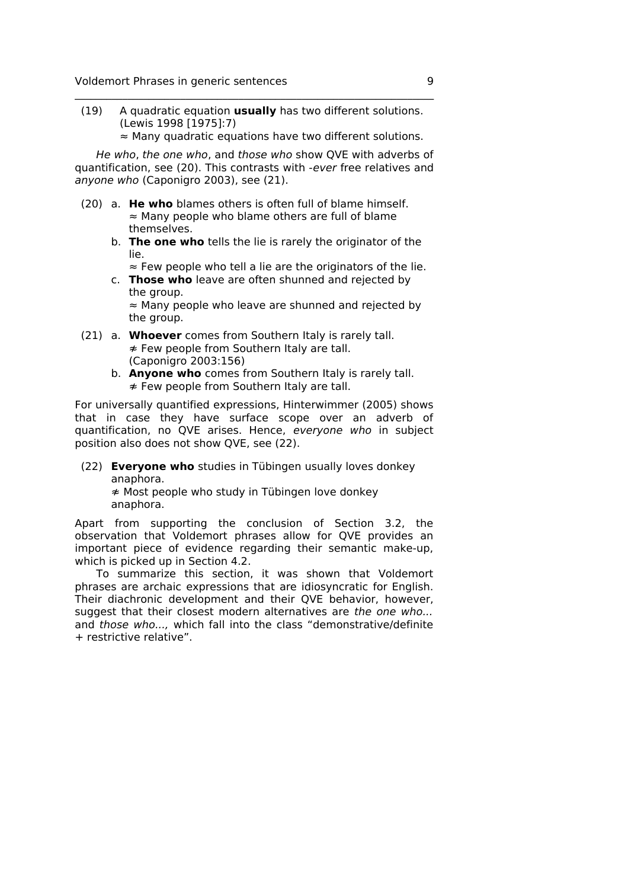(19) A quadratic equation **usually** has two different solutions. (Lewis 1998 [1975]:7)
≈ Many quadratic equations have two different solutions.

*He who*, *the one who*, and *those who* show QVE with adverbs of quantification, see (20). This contrasts with *-ever* free relatives and *anyone who* (Caponigro 2003), see (21).

(20) a. **He who** blames others is often full of blame himself.
≈ Many people who blame others are full of blame themselves.

b. **The one who** tells the lie is rarely the originator of the lie.
≈ Few people who tell a lie are the originators of the lie.

c. **Those who** leave are often shunned and rejected by the group.
≈ Many people who leave are shunned and rejected by the group.

(21) a. **Whoever** comes from Southern Italy is rarely tall.
≉ Few people from Southern Italy are tall. (Caponigro 2003:156)

b. **Anyone who** comes from Southern Italy is rarely tall.
≉ Few people from Southern Italy are tall.

For universally quantified expressions, Hinterwimmer (2005) shows that in case they have surface scope over an adverb of quantification, no QVE arises. Hence, *everyone who* in subject position also does not show QVE, see (22).

(22) **Everyone who** studies in Tübingen usually loves donkey anaphora.
≉ Most people who study in Tübingen love donkey anaphora.

Apart from supporting the conclusion of Section 3.2, the observation that Voldemort phrases allow for QVE provides an important piece of evidence regarding their semantic make-up, which is picked up in Section 4.2.

To summarize this section, it was shown that Voldemort phrases are archaic expressions that are idiosyncratic for English. Their diachronic development and their QVE behavior, however, suggest that their closest modern alternatives are *the one who...* and *those who...,* which fall into the class "demonstrative/definite + restrictive relative".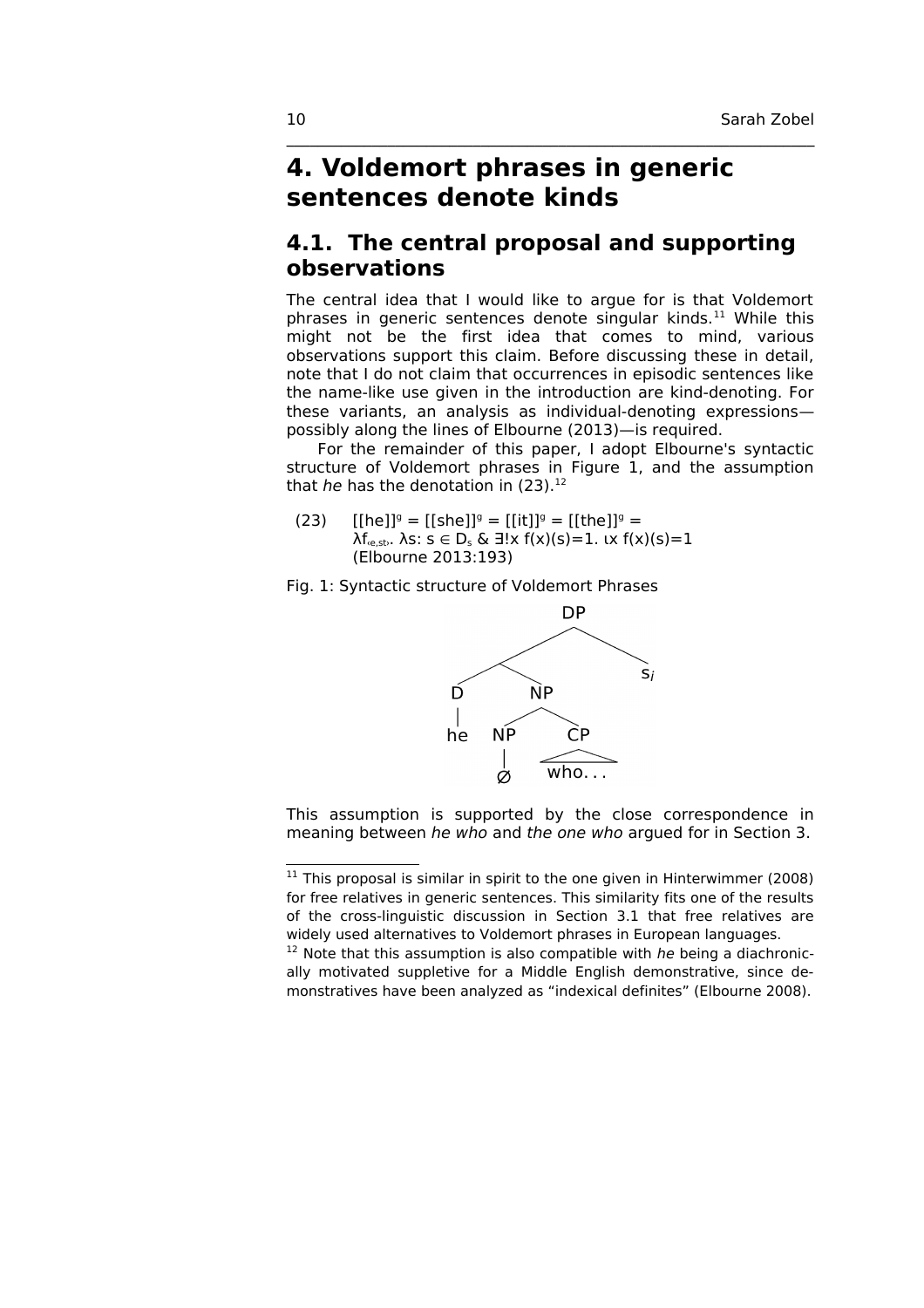# 4. Voldemort phrases in generic sentences denote kinds

## 4.1. The central proposal and supporting observations

The central idea that I would like to argue for is that Voldemort phrases in generic sentences denote singular kinds.[11] While this might not be the first idea that comes to mind, various observations support this claim. Before discussing these in detail, note that I do not claim that occurrences in episodic sentences like the name-like use given in the introduction are kind-denoting. For these variants, an analysis as individual-denoting expressions—possibly along the lines of Elbourne (2013)—is required.

For the remainder of this paper, I adopt Elbourne's syntactic structure of Voldemort phrases in Figure 1, and the assumption that *he* has the denotation in (23).[12]

(23) $[[\text{he}]]^g = [[\text{she}]]^g = [[\text{it}]]^g = [[\text{the}]]^g =$
$\lambda f_{\langle e,st\rangle}.\ \lambda s{:}\ s \in D_s\ \&\ \exists!x\ f(x)(s)=1.\ \iota x\ f(x)(s)=1$
(Elbourne 2013:193)

Fig. 1: Syntactic structure of Voldemort Phrases

```
              DP
            /    \
          /        s_i
        /  \
       D    NP
       |   /  \
      he  NP   CP
          |    /\
          ∅  who...
```

This assumption is supported by the close correspondence in meaning between *he who* and *the one who* argued for in Section 3.

---

[11] This proposal is similar in spirit to the one given in Hinterwimmer (2008) for free relatives in generic sentences. This similarity fits one of the results of the cross-linguistic discussion in Section 3.1 that free relatives are widely used alternatives to Voldemort phrases in European languages.

[12] Note that this assumption is also compatible with *he* being a diachronically motivated suppletive for a Middle English demonstrative, since demonstratives have been analyzed as "indexical definites" (Elbourne 2008).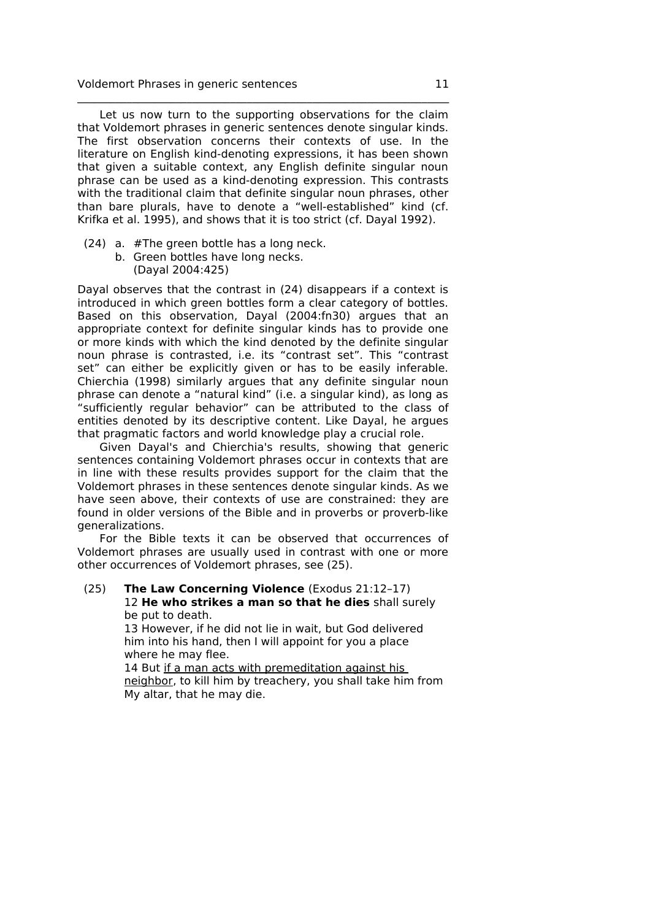Let us now turn to the supporting observations for the claim that Voldemort phrases in generic sentences denote singular kinds. The first observation concerns their contexts of use. In the literature on English kind-denoting expressions, it has been shown that given a suitable context, any English definite singular noun phrase can be used as a kind-denoting expression. This contrasts with the traditional claim that definite singular noun phrases, other than bare plurals, have to denote a "well-established" kind (cf. Krifka et al. 1995), and shows that it is too strict (cf. Dayal 1992).

(24) a. #The green bottle has a long neck.
b. Green bottles have long necks.
(Dayal 2004:425)

Dayal observes that the contrast in (24) disappears if a context is introduced in which green bottles form a clear category of bottles. Based on this observation, Dayal (2004:fn30) argues that an appropriate context for definite singular kinds has to provide one or more kinds with which the kind denoted by the definite singular noun phrase is contrasted, i.e. its "contrast set". This "contrast set" can either be explicitly given or has to be easily inferable. Chierchia (1998) similarly argues that any definite singular noun phrase can denote a "natural kind" (i.e. a singular kind), as long as "sufficiently regular behavior" can be attributed to the class of entities denoted by its descriptive content. Like Dayal, he argues that pragmatic factors and world knowledge play a crucial role.

Given Dayal's and Chierchia's results, showing that generic sentences containing Voldemort phrases occur in contexts that are in line with these results provides support for the claim that the Voldemort phrases in these sentences denote singular kinds. As we have seen above, their contexts of use are constrained: they are found in older versions of the Bible and in proverbs or proverb-like generalizations.

For the Bible texts it can be observed that occurrences of Voldemort phrases are usually used in contrast with one or more other occurrences of Voldemort phrases, see (25).

(25) **The Law Concerning Violence** (Exodus 21:12–17)
12 **He who strikes a man so that he dies** shall surely be put to death.
13 However, if he did not lie in wait, but God delivered him into his hand, then I will appoint for you a place where he may flee.
14 But <u>if a man acts with premeditation against his neighbor</u>, to kill him by treachery, you shall take him from My altar, that he may die.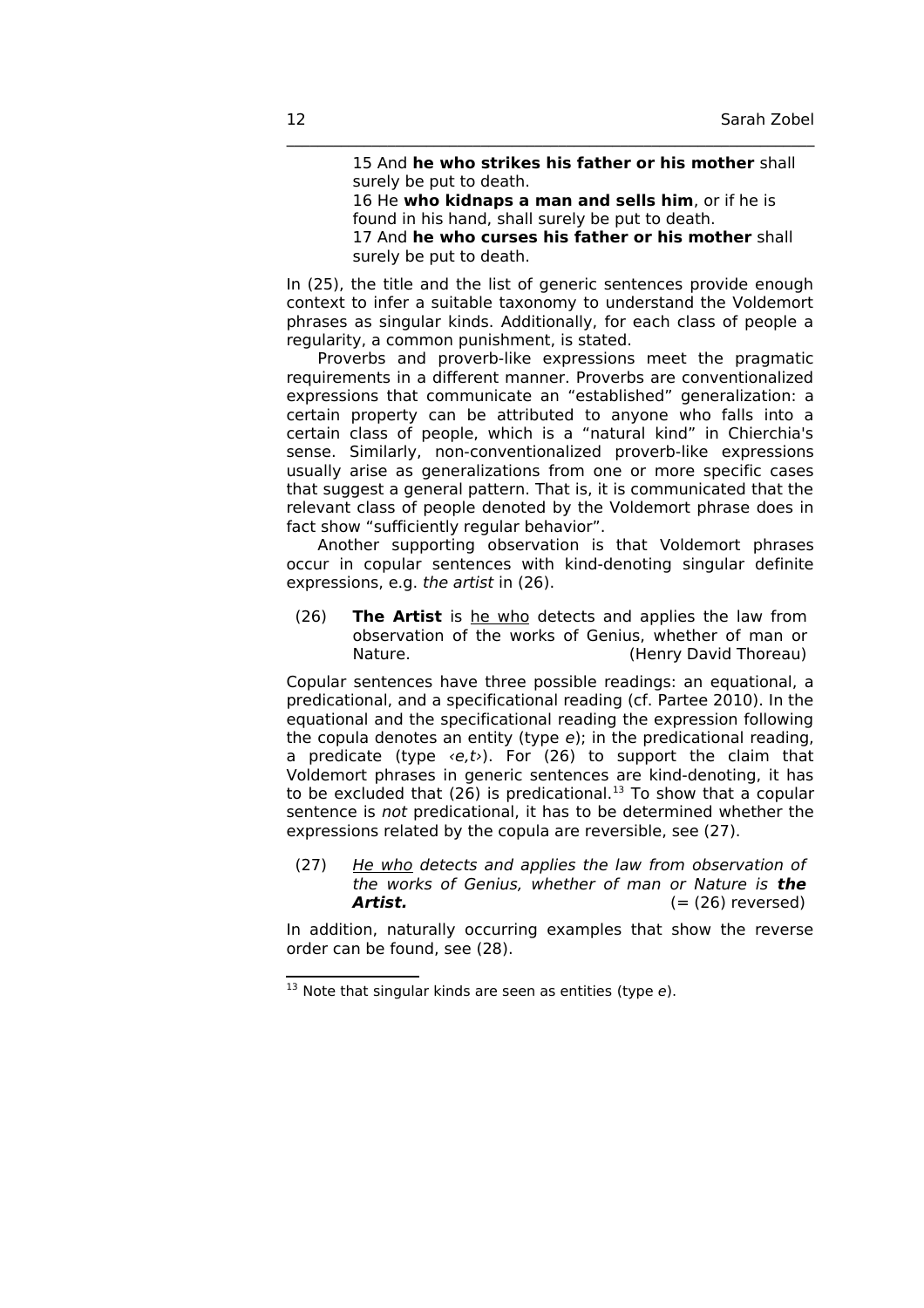> 15 And **he who strikes his father or his mother** shall surely be put to death.
> 16 He **who kidnaps a man and sells him**, or if he is found in his hand, shall surely be put to death.
> 17 And **he who curses his father or his mother** shall surely be put to death.

In (25), the title and the list of generic sentences provide enough context to infer a suitable taxonomy to understand the Voldemort phrases as singular kinds. Additionally, for each class of people a regularity, a common punishment, is stated.

Proverbs and proverb-like expressions meet the pragmatic requirements in a different manner. Proverbs are conventionalized expressions that communicate an "established" generalization: a certain property can be attributed to anyone who falls into a certain class of people, which is a "natural kind" in Chierchia's sense. Similarly, non-conventionalized proverb-like expressions usually arise as generalizations from one or more specific cases that suggest a general pattern. That is, it is communicated that the relevant class of people denoted by the Voldemort phrase does in fact show "sufficiently regular behavior".

Another supporting observation is that Voldemort phrases occur in copular sentences with kind-denoting singular definite expressions, e.g. *the artist* in (26).

(26) **The Artist** is <u>he who</u> detects and applies the law from observation of the works of Genius, whether of man or Nature. (Henry David Thoreau)

Copular sentences have three possible readings: an equational, a predicational, and a specificational reading (cf. Partee 2010). In the equational and the specificational reading the expression following the copula denotes an entity (type *e*); in the predicational reading, a predicate (type ‹*e,t*›). For (26) to support the claim that Voldemort phrases in generic sentences are kind-denoting, it has to be excluded that (26) is predicational.[13] To show that a copular sentence is *not* predicational, it has to be determined whether the expressions related by the copula are reversible, see (27).

(27) *<u>He who</u> detects and applies the law from observation of the works of Genius, whether of man or Nature is* ***the Artist.*** (= (26) reversed)

In addition, naturally occurring examples that show the reverse order can be found, see (28).

[13] Note that singular kinds are seen as entities (type *e*).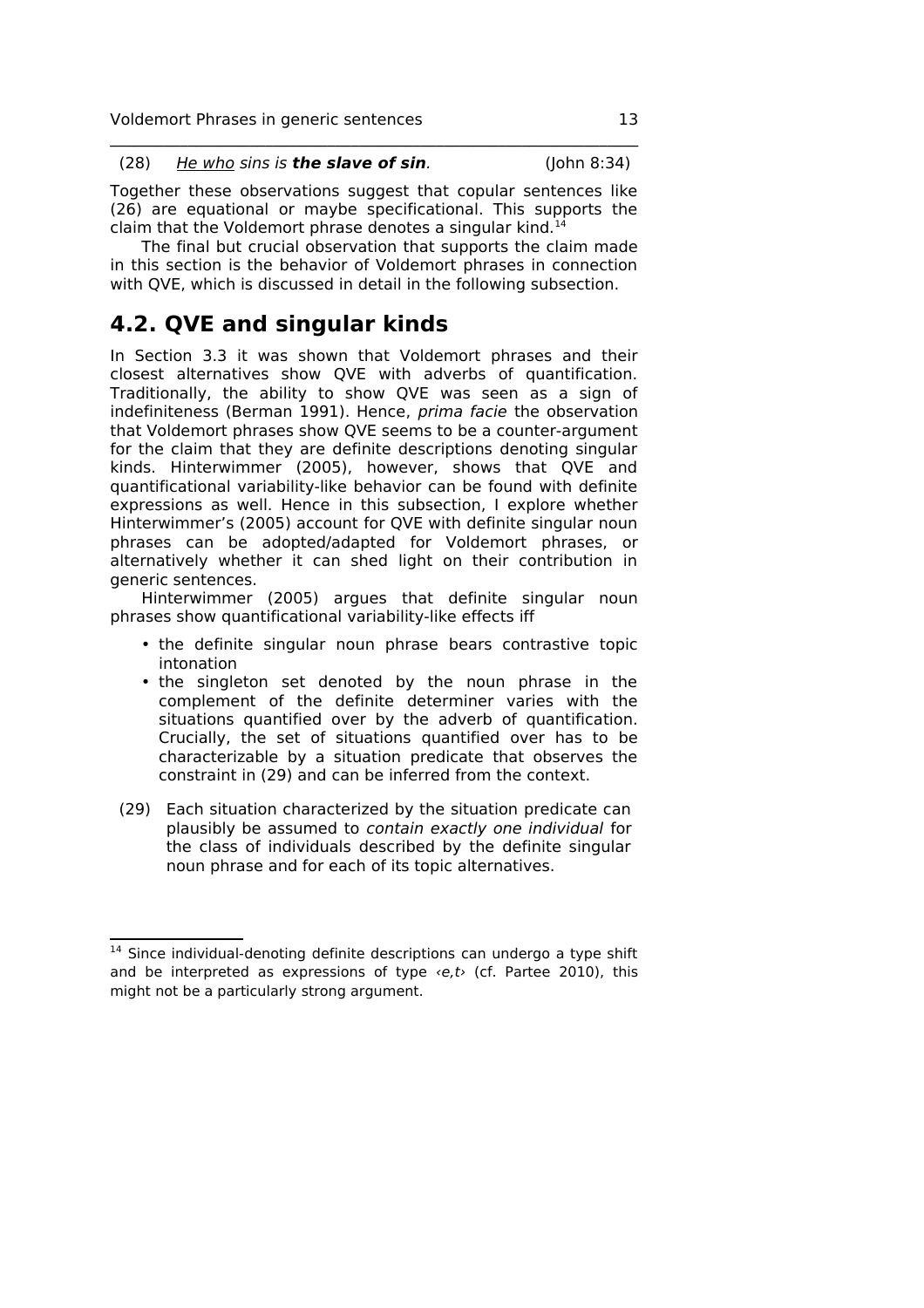(28) <u>*He who*</u> *sins is* ***the slave of sin****.* (John 8:34)

Together these observations suggest that copular sentences like (26) are equational or maybe specificational. This supports the claim that the Voldemort phrase denotes a singular kind.[14]

The final but crucial observation that supports the claim made in this section is the behavior of Voldemort phrases in connection with QVE, which is discussed in detail in the following subsection.

## 4.2. QVE and singular kinds

In Section 3.3 it was shown that Voldemort phrases and their closest alternatives show QVE with adverbs of quantification. Traditionally, the ability to show QVE was seen as a sign of indefiniteness (Berman 1991). Hence, *prima facie* the observation that Voldemort phrases show QVE seems to be a counter-argument for the claim that they are definite descriptions denoting singular kinds. Hinterwimmer (2005), however, shows that QVE and quantificational variability-like behavior can be found with definite expressions as well. Hence in this subsection, I explore whether Hinterwimmer's (2005) account for QVE with definite singular noun phrases can be adopted/adapted for Voldemort phrases, or alternatively whether it can shed light on their contribution in generic sentences.

Hinterwimmer (2005) argues that definite singular noun phrases show quantificational variability-like effects iff

- the definite singular noun phrase bears contrastive topic intonation
- the singleton set denoted by the noun phrase in the complement of the definite determiner varies with the situations quantified over by the adverb of quantification. Crucially, the set of situations quantified over has to be characterizable by a situation predicate that observes the constraint in (29) and can be inferred from the context.

(29) Each situation characterized by the situation predicate can plausibly be assumed to *contain exactly one individual* for the class of individuals described by the definite singular noun phrase and for each of its topic alternatives.

---

[14] Since individual-denoting definite descriptions can undergo a type shift and be interpreted as expressions of type ‹*e,t*› (cf. Partee 2010), this might not be a particularly strong argument.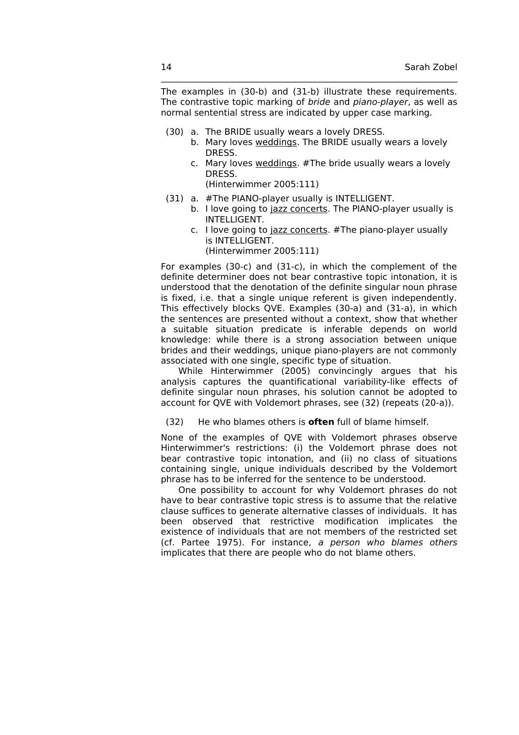The examples in (30-b) and (31-b) illustrate these requirements. The contrastive topic marking of *bride* and *piano-player*, as well as normal sentential stress are indicated by upper case marking.

(30) a. The BRIDE usually wears a lovely DRESS.
     b. Mary loves <u>weddings</u>. The BRIDE usually wears a lovely DRESS.
     c. Mary loves <u>weddings</u>. #The bride usually wears a lovely DRESS.
     (Hinterwimmer 2005:111)

(31) a. #The PIANO-player usually is INTELLIGENT.
     b. I love going to <u>jazz concerts</u>. The PIANO-player usually is INTELLIGENT.
     c. I love going to <u>jazz concerts</u>. #The piano-player usually is INTELLIGENT.
     (Hinterwimmer 2005:111)

For examples (30-c) and (31-c), in which the complement of the definite determiner does not bear contrastive topic intonation, it is understood that the denotation of the definite singular noun phrase is fixed, i.e. that a single unique referent is given independently. This effectively blocks QVE. Examples (30-a) and (31-a), in which the sentences are presented without a context, show that whether a suitable situation predicate is inferable depends on world knowledge: while there is a strong association between unique brides and their weddings, unique piano-players are not commonly associated with one single, specific type of situation.

While Hinterwimmer (2005) convincingly argues that his analysis captures the quantificational variability-like effects of definite singular noun phrases, his solution cannot be adopted to account for QVE with Voldemort phrases, see (32) (repeats (20-a)).

(32) He who blames others is **often** full of blame himself.

None of the examples of QVE with Voldemort phrases observe Hinterwimmer's restrictions: (i) the Voldemort phrase does not bear contrastive topic intonation, and (ii) no class of situations containing single, unique individuals described by the Voldemort phrase has to be inferred for the sentence to be understood.

One possibility to account for why Voldemort phrases do not have to bear contrastive topic stress is to assume that the relative clause suffices to generate alternative classes of individuals. It has been observed that restrictive modification implicates the existence of individuals that are not members of the restricted set (cf. Partee 1975). For instance, *a person who blames others* implicates that there are people who do not blame others.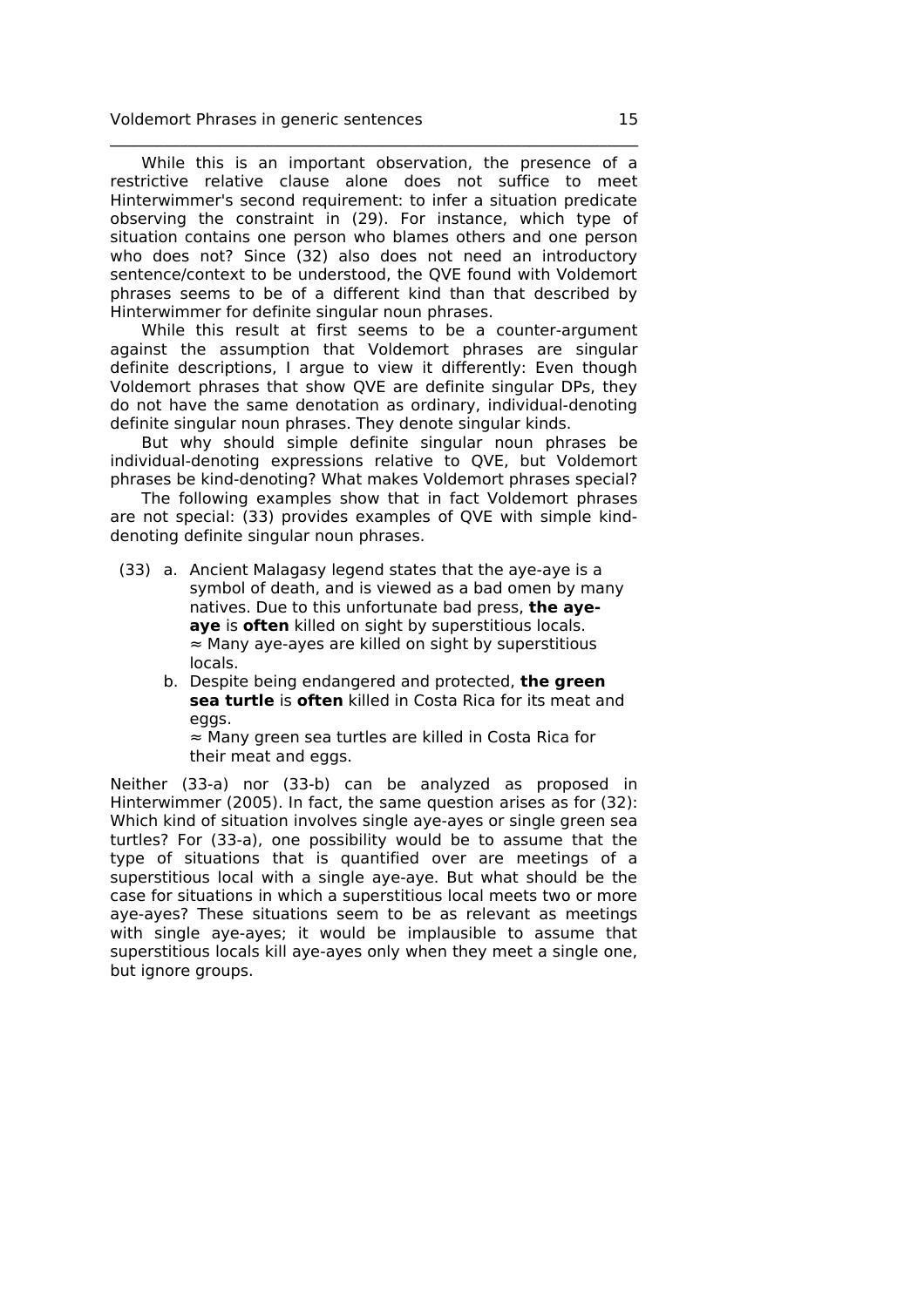While this is an important observation, the presence of a restrictive relative clause alone does not suffice to meet Hinterwimmer's second requirement: to infer a situation predicate observing the constraint in (29). For instance, which type of situation contains one person who blames others and one person who does not? Since (32) also does not need an introductory sentence/context to be understood, the QVE found with Voldemort phrases seems to be of a different kind than that described by Hinterwimmer for definite singular noun phrases.

While this result at first seems to be a counter-argument against the assumption that Voldemort phrases are singular definite descriptions, I argue to view it differently: Even though Voldemort phrases that show QVE are definite singular DPs, they do not have the same denotation as ordinary, individual-denoting definite singular noun phrases. They denote singular kinds.

But why should simple definite singular noun phrases be individual-denoting expressions relative to QVE, but Voldemort phrases be kind-denoting? What makes Voldemort phrases special?

The following examples show that in fact Voldemort phrases are not special: (33) provides examples of QVE with simple kind-denoting definite singular noun phrases.

(33) a. Ancient Malagasy legend states that the aye-aye is a symbol of death, and is viewed as a bad omen by many natives. Due to this unfortunate bad press, **the aye-aye** is **often** killed on sight by superstitious locals.
≈ Many aye-ayes are killed on sight by superstitious locals.

b. Despite being endangered and protected, **the green sea turtle** is **often** killed in Costa Rica for its meat and eggs.
≈ Many green sea turtles are killed in Costa Rica for their meat and eggs.

Neither (33-a) nor (33-b) can be analyzed as proposed in Hinterwimmer (2005). In fact, the same question arises as for (32): Which kind of situation involves single aye-ayes or single green sea turtles? For (33-a), one possibility would be to assume that the type of situations that is quantified over are meetings of a superstitious local with a single aye-aye. But what should be the case for situations in which a superstitious local meets two or more aye-ayes? These situations seem to be as relevant as meetings with single aye-ayes; it would be implausible to assume that superstitious locals kill aye-ayes only when they meet a single one, but ignore groups.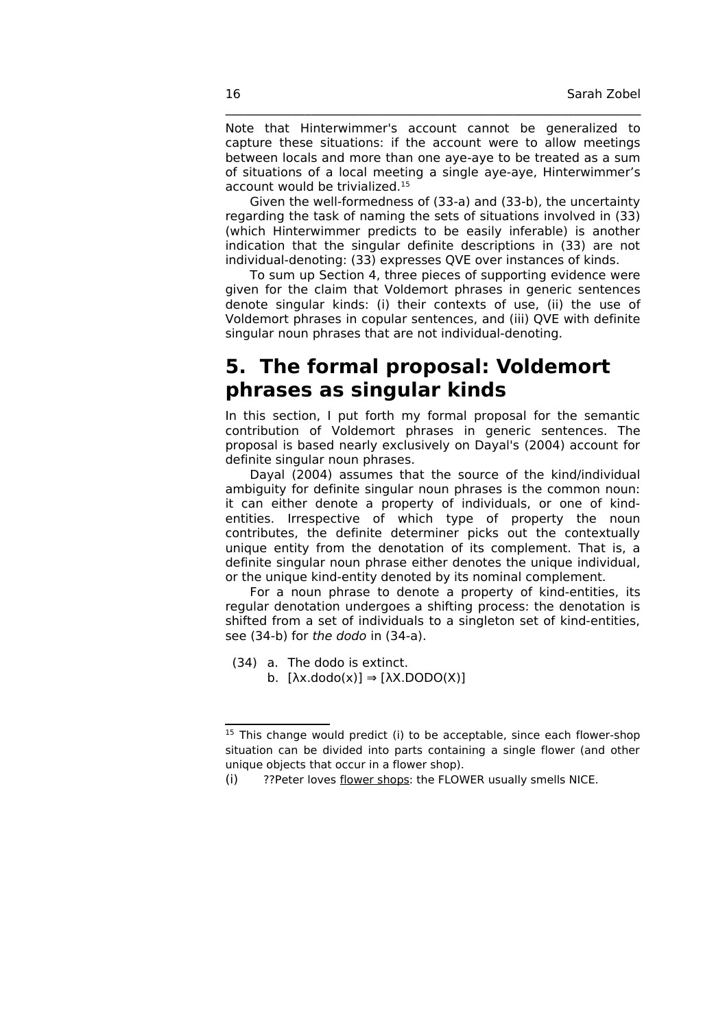Note that Hinterwimmer's account cannot be generalized to capture these situations: if the account were to allow meetings between locals and more than one aye-aye to be treated as a sum of situations of a local meeting a single aye-aye, Hinterwimmer's account would be trivialized.[15]

Given the well-formedness of (33-a) and (33-b), the uncertainty regarding the task of naming the sets of situations involved in (33) (which Hinterwimmer predicts to be easily inferable) is another indication that the singular definite descriptions in (33) are not individual-denoting: (33) expresses QVE over instances of kinds.

To sum up Section 4, three pieces of supporting evidence were given for the claim that Voldemort phrases in generic sentences denote singular kinds: (i) their contexts of use, (ii) the use of Voldemort phrases in copular sentences, and (iii) QVE with definite singular noun phrases that are not individual-denoting.

# 5. The formal proposal: Voldemort phrases as singular kinds

In this section, I put forth my formal proposal for the semantic contribution of Voldemort phrases in generic sentences. The proposal is based nearly exclusively on Dayal's (2004) account for definite singular noun phrases.

Dayal (2004) assumes that the source of the kind/individual ambiguity for definite singular noun phrases is the common noun: it can either denote a property of individuals, or one of kind-entities. Irrespective of which type of property the noun contributes, the definite determiner picks out the contextually unique entity from the denotation of its complement. That is, a definite singular noun phrase either denotes the unique individual, or the unique kind-entity denoted by its nominal complement.

For a noun phrase to denote a property of kind-entities, its regular denotation undergoes a shifting process: the denotation is shifted from a set of individuals to a singleton set of kind-entities, see (34-b) for *the dodo* in (34-a).

(34) a. The dodo is extinct.
 b. $[\lambda x.\text{dodo}(x)] \Rightarrow [\lambda X.\text{DODO}(X)]$

---

[15] This change would predict (i) to be acceptable, since each flower-shop situation can be divided into parts containing a single flower (and other unique objects that occur in a flower shop).

(i) ??Peter loves flower shops: the FLOWER usually smells NICE.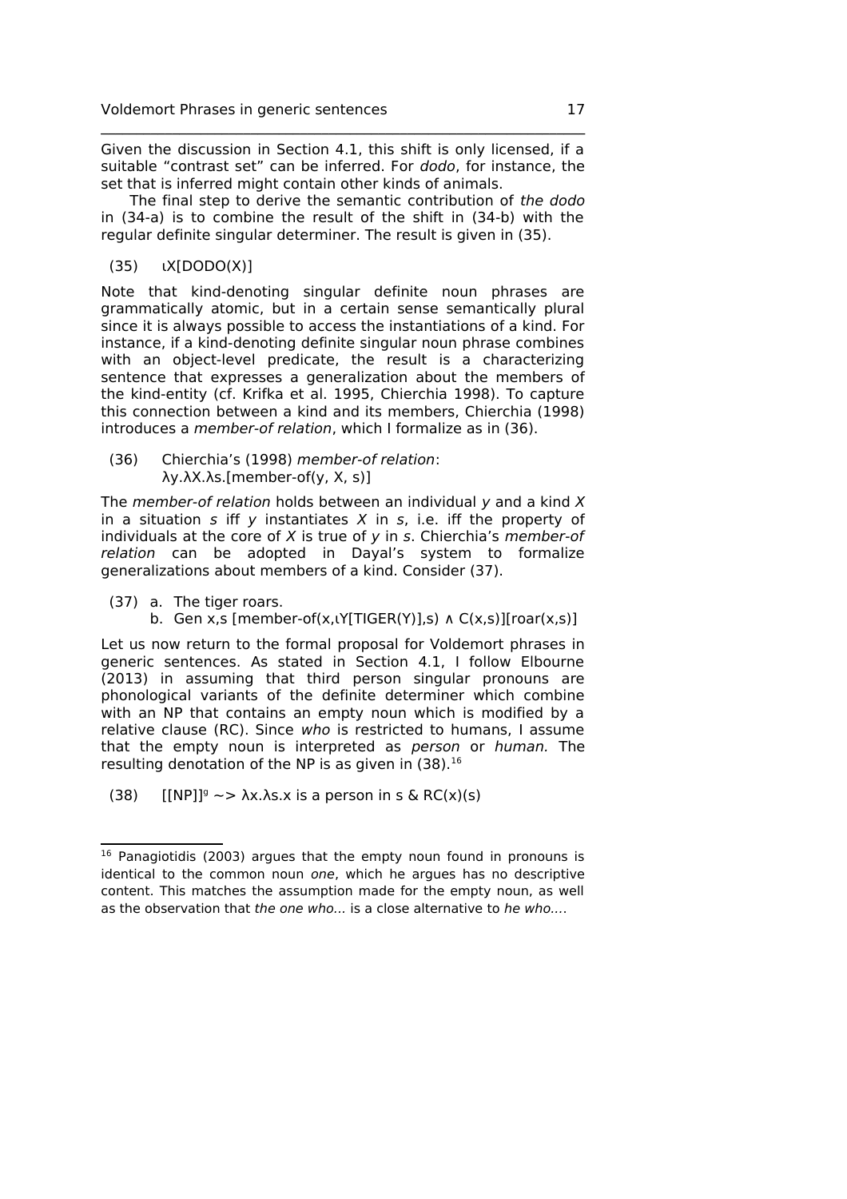Given the discussion in Section 4.1, this shift is only licensed, if a suitable "contrast set" can be inferred. For *dodo*, for instance, the set that is inferred might contain other kinds of animals.

The final step to derive the semantic contribution of *the dodo* in (34-a) is to combine the result of the shift in (34-b) with the regular definite singular determiner. The result is given in (35).

(35) $\iota$X[DODO(X)]

Note that kind-denoting singular definite noun phrases are grammatically atomic, but in a certain sense semantically plural since it is always possible to access the instantiations of a kind. For instance, if a kind-denoting definite singular noun phrase combines with an object-level predicate, the result is a characterizing sentence that expresses a generalization about the members of the kind-entity (cf. Krifka et al. 1995, Chierchia 1998). To capture this connection between a kind and its members, Chierchia (1998) introduces a *member-of relation*, which I formalize as in (36).

(36) Chierchia's (1998) *member-of relation*:
λy.λX.λs.[member-of(y, X, s)]

The *member-of relation* holds between an individual *y* and a kind *X* in a situation *s* iff *y* instantiates *X* in *s*, i.e. iff the property of individuals at the core of *X* is true of *y* in *s*. Chierchia's *member-of relation* can be adopted in Dayal's system to formalize generalizations about members of a kind. Consider (37).

(37) a. The tiger roars.
b. Gen x,s [member-of(x,$\iota$Y[TIGER(Y)],s) ∧ C(x,s)][roar(x,s)]

Let us now return to the formal proposal for Voldemort phrases in generic sentences. As stated in Section 4.1, I follow Elbourne (2013) in assuming that third person singular pronouns are phonological variants of the definite determiner which combine with an NP that contains an empty noun which is modified by a relative clause (RC). Since *who* is restricted to humans, I assume that the empty noun is interpreted as *person* or *human.* The resulting denotation of the NP is as given in (38).[16]

(38) $[[\text{NP}]]^g \rightsquigarrow$ λx.λs.x is a person in s & RC(x)(s)

[16] Panagiotidis (2003) argues that the empty noun found in pronouns is identical to the common noun *one*, which he argues has no descriptive content. This matches the assumption made for the empty noun, as well as the observation that *the one who...* is a close alternative to *he who....*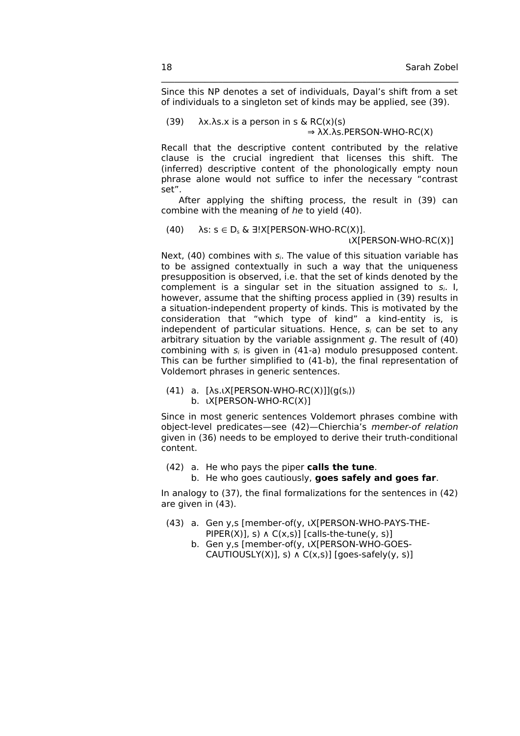Since this NP denotes a set of individuals, Dayal's shift from a set of individuals to a singleton set of kinds may be applied, see (39).

(39) λx.λs.x is a person in s & RC(x)(s)
⇒ λX.λs.PERSON-WHO-RC(X)

Recall that the descriptive content contributed by the relative clause is the crucial ingredient that licenses this shift. The (inferred) descriptive content of the phonologically empty noun phrase alone would not suffice to infer the necessary "contrast set".

After applying the shifting process, the result in (39) can combine with the meaning of *he* to yield (40).

(40) λs: s ∈ $D_s$ & ∃!X[PERSON-WHO-RC(X)].
ιX[PERSON-WHO-RC(X)]

Next, (40) combines with $s_i$. The value of this situation variable has to be assigned contextually in such a way that the uniqueness presupposition is observed, i.e. that the set of kinds denoted by the complement is a singular set in the situation assigned to $s_i$. I, however, assume that the shifting process applied in (39) results in a situation-independent property of kinds. This is motivated by the consideration that "which type of kind" a kind-entity is, is independent of particular situations. Hence, $s_i$ can be set to any arbitrary situation by the variable assignment *g*. The result of (40) combining with $s_i$ is given in (41-a) modulo presupposed content. This can be further simplified to (41-b), the final representation of Voldemort phrases in generic sentences.

(41) a. [λs.ιX[PERSON-WHO-RC(X)]](g($s_i$))
b. ιX[PERSON-WHO-RC(X)]

Since in most generic sentences Voldemort phrases combine with object-level predicates—see (42)—Chierchia's *member-of relation* given in (36) needs to be employed to derive their truth-conditional content.

(42) a. He who pays the piper **calls the tune**.
b. He who goes cautiously, **goes safely and goes far**.

In analogy to (37), the final formalizations for the sentences in (42) are given in (43).

(43) a. Gen y,s [member-of(y, ιX[PERSON-WHO-PAYS-THE-PIPER(X)], s) ∧ C(x,s)] [calls-the-tune(y, s)]
b. Gen y,s [member-of(y, ιX[PERSON-WHO-GOES-CAUTIOUSLY(X)], s) ∧ C(x,s)] [goes-safely(y, s)]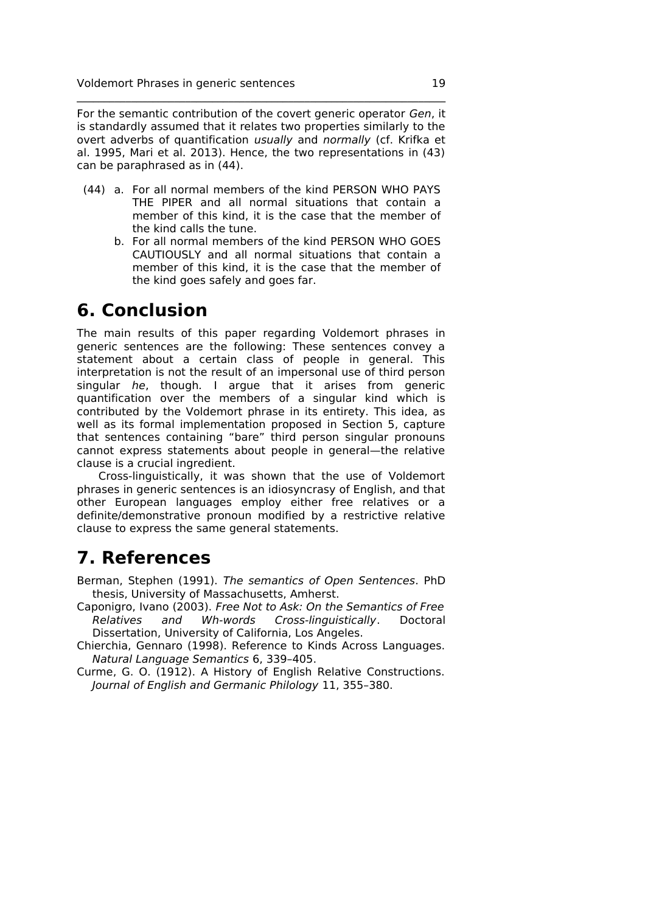For the semantic contribution of the covert generic operator *Gen*, it is standardly assumed that it relates two properties similarly to the overt adverbs of quantification *usually* and *normally* (cf. Krifka et al. 1995, Mari et al. 2013). Hence, the two representations in (43) can be paraphrased as in (44).

(44) a. For all normal members of the kind PERSON WHO PAYS THE PIPER and all normal situations that contain a member of this kind, it is the case that the member of the kind calls the tune.

b. For all normal members of the kind PERSON WHO GOES CAUTIOUSLY and all normal situations that contain a member of this kind, it is the case that the member of the kind goes safely and goes far.

# 6. Conclusion

The main results of this paper regarding Voldemort phrases in generic sentences are the following: These sentences convey a statement about a certain class of people in general. This interpretation is not the result of an impersonal use of third person singular *he*, though. I argue that it arises from generic quantification over the members of a singular kind which is contributed by the Voldemort phrase in its entirety. This idea, as well as its formal implementation proposed in Section 5, capture that sentences containing "bare" third person singular pronouns cannot express statements about people in general—the relative clause is a crucial ingredient.

Cross-linguistically, it was shown that the use of Voldemort phrases in generic sentences is an idiosyncrasy of English, and that other European languages employ either free relatives or a definite/demonstrative pronoun modified by a restrictive relative clause to express the same general statements.

# 7. References

Berman, Stephen (1991). *The semantics of Open Sentences*. PhD thesis, University of Massachusetts, Amherst.

Caponigro, Ivano (2003). *Free Not to Ask: On the Semantics of Free Relatives and Wh-words Cross-linguistically*. Doctoral Dissertation, University of California, Los Angeles.

Chierchia, Gennaro (1998). Reference to Kinds Across Languages. *Natural Language Semantics* 6, 339–405.

Curme, G. O. (1912). A History of English Relative Constructions. *Journal of English and Germanic Philology* 11, 355–380.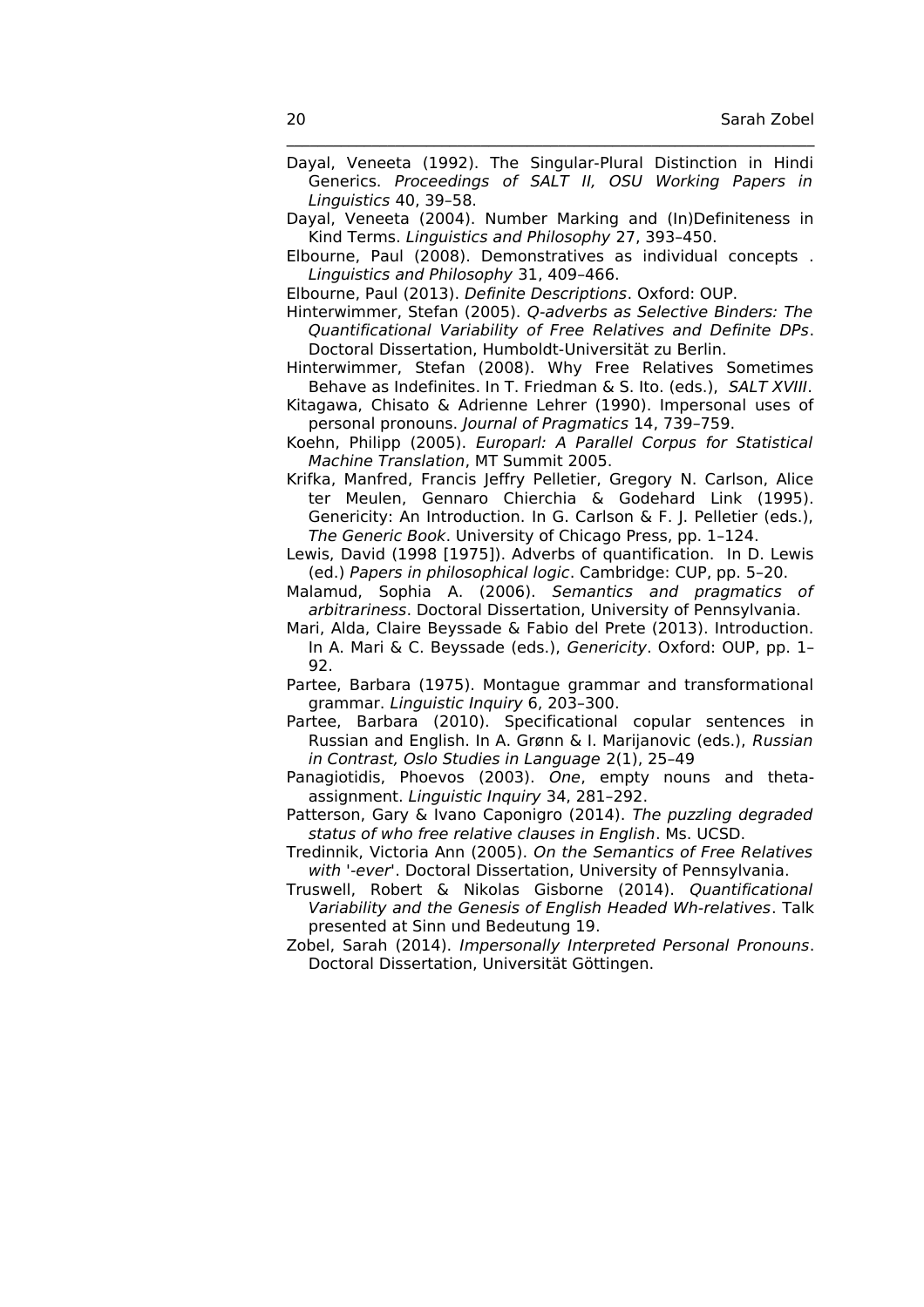Dayal, Veneeta (1992). The Singular-Plural Distinction in Hindi Generics. *Proceedings of SALT II, OSU Working Papers in Linguistics* 40, 39–58.

Dayal, Veneeta (2004). Number Marking and (In)Definiteness in Kind Terms. *Linguistics and Philosophy* 27, 393–450.

Elbourne, Paul (2008). Demonstratives as individual concepts . *Linguistics and Philosophy* 31, 409–466.

Elbourne, Paul (2013). *Definite Descriptions*. Oxford: OUP.

Hinterwimmer, Stefan (2005). *Q-adverbs as Selective Binders: The Quantificational Variability of Free Relatives and Definite DPs*. Doctoral Dissertation, Humboldt-Universität zu Berlin.

Hinterwimmer, Stefan (2008). Why Free Relatives Sometimes Behave as Indefinites. In T. Friedman & S. Ito. (eds.), *SALT XVIII*.

Kitagawa, Chisato & Adrienne Lehrer (1990). Impersonal uses of personal pronouns. *Journal of Pragmatics* 14, 739–759.

Koehn, Philipp (2005). *Europarl: A Parallel Corpus for Statistical Machine Translation*, MT Summit 2005.

Krifka, Manfred, Francis Jeffry Pelletier, Gregory N. Carlson, Alice ter Meulen, Gennaro Chierchia & Godehard Link (1995). Genericity: An Introduction. In G. Carlson & F. J. Pelletier (eds.), *The Generic Book*. University of Chicago Press, pp. 1–124.

Lewis, David (1998 [1975]). Adverbs of quantification. In D. Lewis (ed.) *Papers in philosophical logic*. Cambridge: CUP, pp. 5–20.

Malamud, Sophia A. (2006). *Semantics and pragmatics of arbitrariness*. Doctoral Dissertation, University of Pennsylvania.

Mari, Alda, Claire Beyssade & Fabio del Prete (2013). Introduction. In A. Mari & C. Beyssade (eds.), *Genericity*. Oxford: OUP, pp. 1–92.

Partee, Barbara (1975). Montague grammar and transformational grammar. *Linguistic Inquiry* 6, 203–300.

Partee, Barbara (2010). Specificational copular sentences in Russian and English. In A. Grønn & I. Marijanovic (eds.), *Russian in Contrast, Oslo Studies in Language* 2(1), 25–49

Panagiotidis, Phoevos (2003). *One*, empty nouns and theta-assignment. *Linguistic Inquiry* 34, 281–292.

Patterson, Gary & Ivano Caponigro (2014). *The puzzling degraded status of who free relative clauses in English*. Ms. UCSD.

Tredinnik, Victoria Ann (2005). *On the Semantics of Free Relatives with '-ever'*. Doctoral Dissertation, University of Pennsylvania.

Truswell, Robert & Nikolas Gisborne (2014). *Quantificational Variability and the Genesis of English Headed Wh-relatives*. Talk presented at Sinn und Bedeutung 19.

Zobel, Sarah (2014). *Impersonally Interpreted Personal Pronouns*. Doctoral Dissertation, Universität Göttingen.